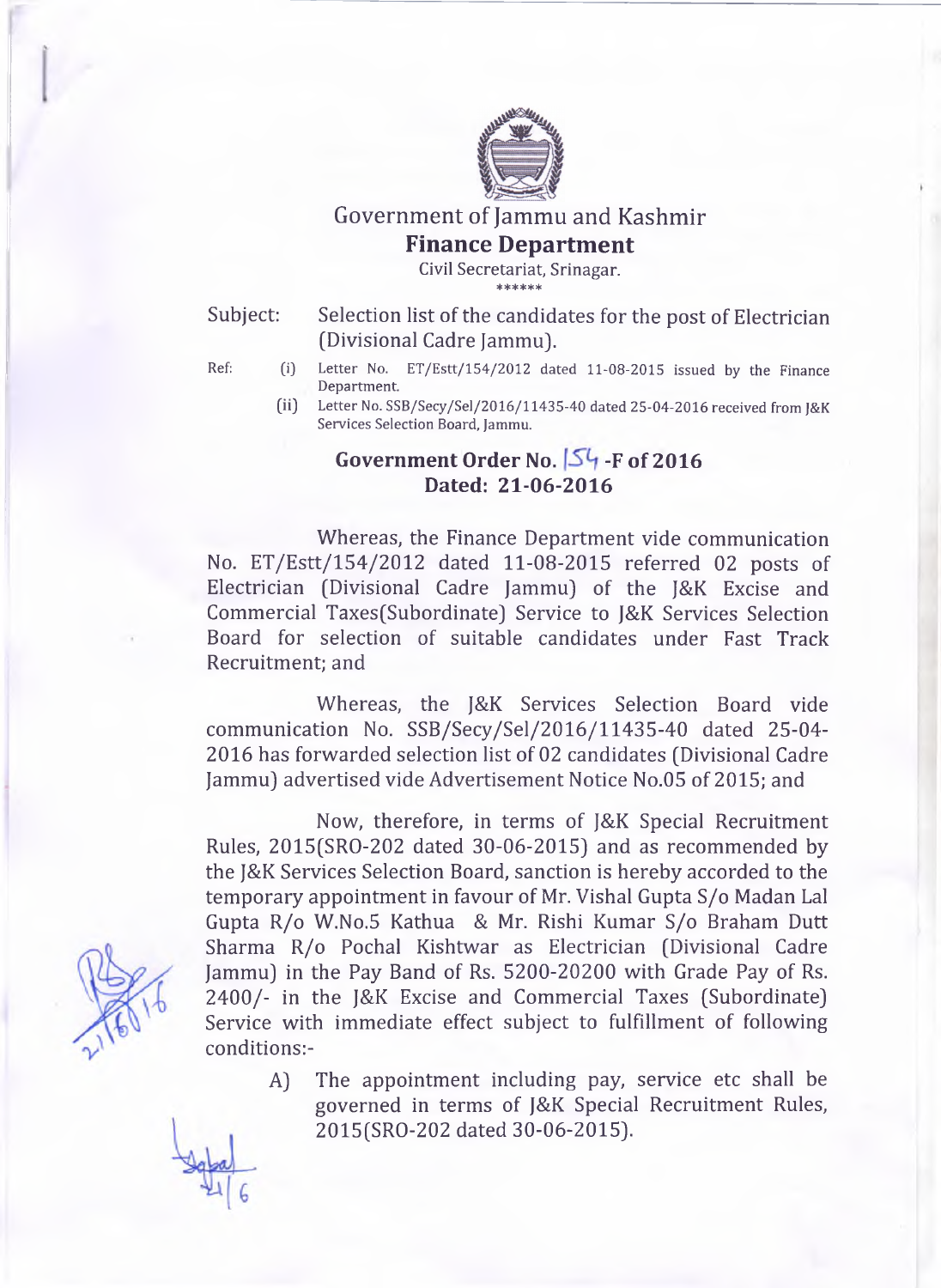# Government of Jammu and Kashmir

## Finance Department

Civil Secretariat, Srinagar.

\*\*\*\*\*\*

Subject: Selection list of the candidates for the post of Electrician (Divisional Cadre Jammu).

Ref:
(i) Letter No. ET/Estt/154/2012 dated 11-08-2015 issued by the Finance Department.
(ii) Letter No. SSB/Secy/Sel/2016/11435-40 dated 25-04-2016 received from J&K Services Selection Board, Jammu.

**Government Order No. 154 -F of 2016**
**Dated: 21-06-2016**

Whereas, the Finance Department vide communication No. ET/Estt/154/2012 dated 11-08-2015 referred 02 posts of Electrician (Divisional Cadre Jammu) of the J&K Excise and Commercial Taxes(Subordinate) Service to J&K Services Selection Board for selection of suitable candidates under Fast Track Recruitment; and

Whereas, the J&K Services Selection Board vide communication No. SSB/Secy/Sel/2016/11435-40 dated 25-04-2016 has forwarded selection list of 02 candidates (Divisional Cadre Jammu) advertised vide Advertisement Notice No.05 of 2015; and

Now, therefore, in terms of J&K Special Recruitment Rules, 2015(SRO-202 dated 30-06-2015) and as recommended by the J&K Services Selection Board, sanction is hereby accorded to the temporary appointment in favour of Mr. Vishal Gupta S/o Madan Lal Gupta R/o W.No.5 Kathua & Mr. Rishi Kumar S/o Braham Dutt Sharma R/o Pochal Kishtwar as Electrician (Divisional Cadre Jammu) in the Pay Band of Rs. 5200-20200 with Grade Pay of Rs. 2400/- in the J&K Excise and Commercial Taxes (Subordinate) Service with immediate effect subject to fulfillment of following conditions:-

A) The appointment including pay, service etc shall be governed in terms of J&K Special Recruitment Rules, 2015(SRO-202 dated 30-06-2015).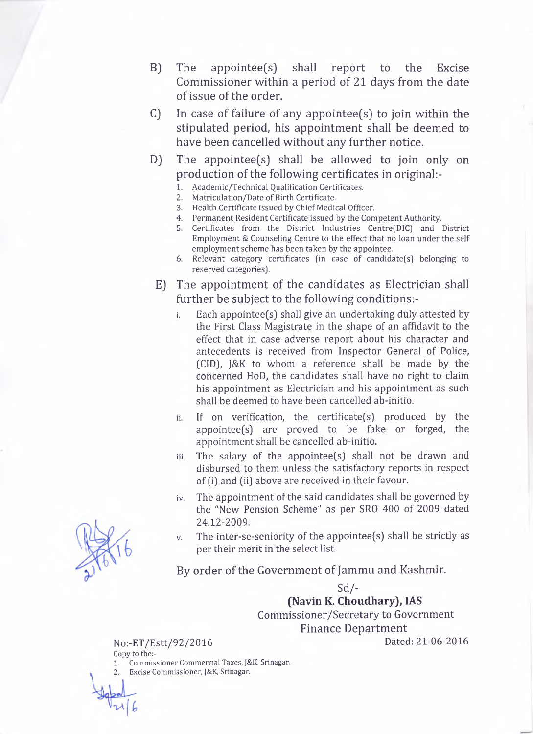B) The appointee(s) shall report to the Excise Commissioner within a period of 21 days from the date of issue of the order.

C) In case of failure of any appointee(s) to join within the stipulated period, his appointment shall be deemed to have been cancelled without any further notice.

D) The appointee(s) shall be allowed to join only on production of the following certificates in original:-

1. Academic/Technical Qualification Certificates.
2. Matriculation/Date of Birth Certificate.
3. Health Certificate issued by Chief Medical Officer.
4. Permanent Resident Certificate issued by the Competent Authority.
5. Certificates from the District Industries Centre(DIC) and District Employment & Counseling Centre to the effect that no loan under the self employment scheme has been taken by the appointee.
6. Relevant category certificates (in case of candidate(s) belonging to reserved categories).

E) The appointment of the candidates as Electrician shall further be subject to the following conditions:-

i. Each appointee(s) shall give an undertaking duly attested by the First Class Magistrate in the shape of an affidavit to the effect that in case adverse report about his character and antecedents is received from Inspector General of Police, (CID), J&K to whom a reference shall be made by the concerned HoD, the candidates shall have no right to claim his appointment as Electrician and his appointment as such shall be deemed to have been cancelled ab-initio.

ii. If on verification, the certificate(s) produced by the appointee(s) are proved to be fake or forged, the appointment shall be cancelled ab-initio.

iii. The salary of the appointee(s) shall not be drawn and disbursed to them unless the satisfactory reports in respect of (i) and (ii) above are received in their favour.

iv. The appointment of the said candidates shall be governed by the "New Pension Scheme" as per SRO 400 of 2009 dated 24.12-2009.

v. The inter-se-seniority of the appointee(s) shall be strictly as per their merit in the select list.

By order of the Government of Jammu and Kashmir.

Sd/-

**(Navin K. Choudhary), IAS**
Commissioner/Secretary to Government
Finance Department

No:-ET/Estt/92/2016 Dated: 21-06-2016

Copy to the:-

1. Commissioner Commercial Taxes, J&K, Srinagar.
2. Excise Commissioner, J&K, Srinagar.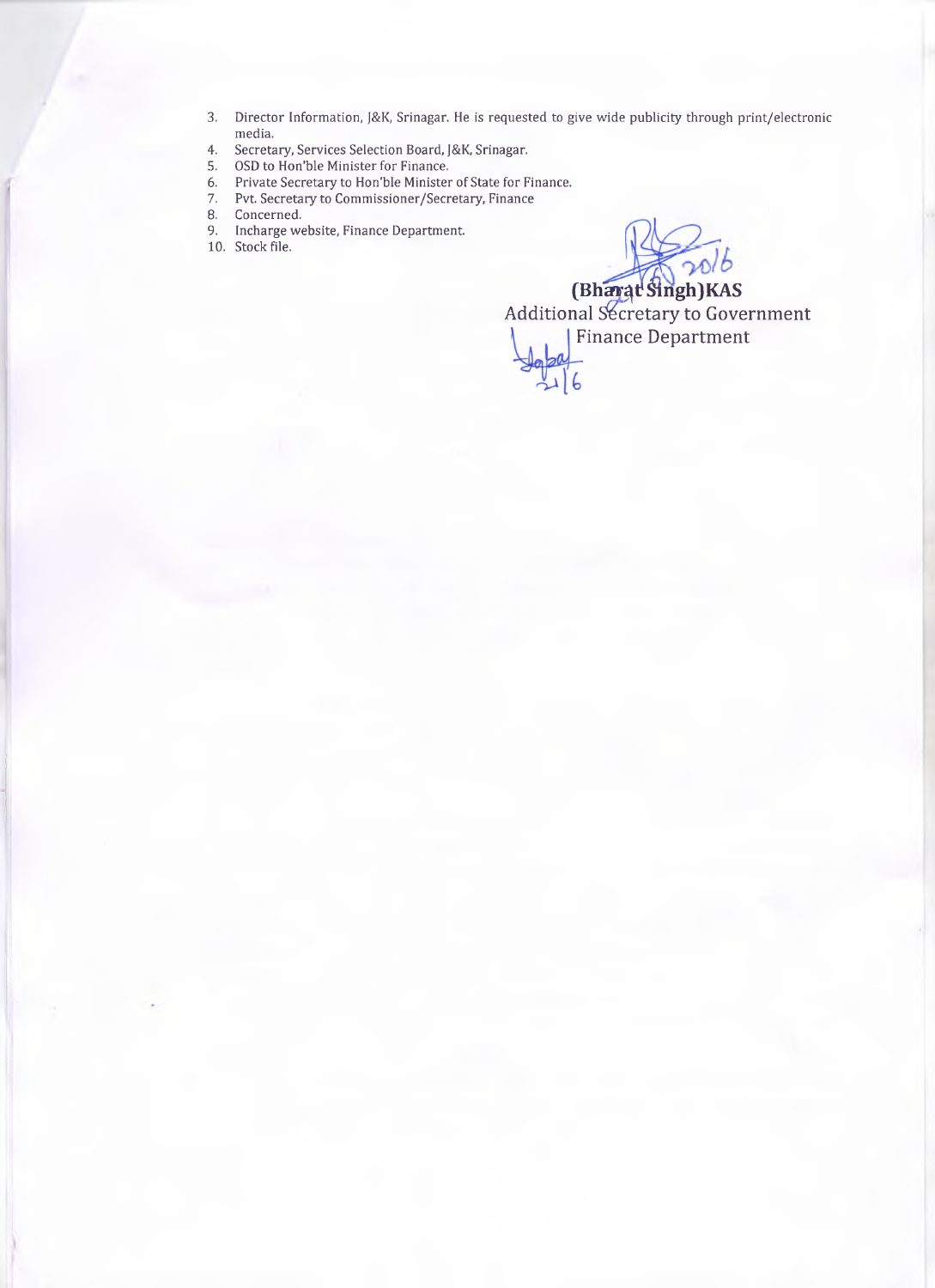3. Director Information, J&K, Srinagar. He is requested to give wide publicity through print/electronic media.
4. Secretary, Services Selection Board, J&K, Srinagar.
5. OSD to Hon'ble Minister for Finance.
6. Private Secretary to Hon'ble Minister of State for Finance.
7. Pvt. Secretary to Commissioner/Secretary, Finance
8. Concerned.
9. Incharge website, Finance Department.
10. Stock file.

**(Bharat Singh)KAS**
Additional Secretary to Government
Finance Department